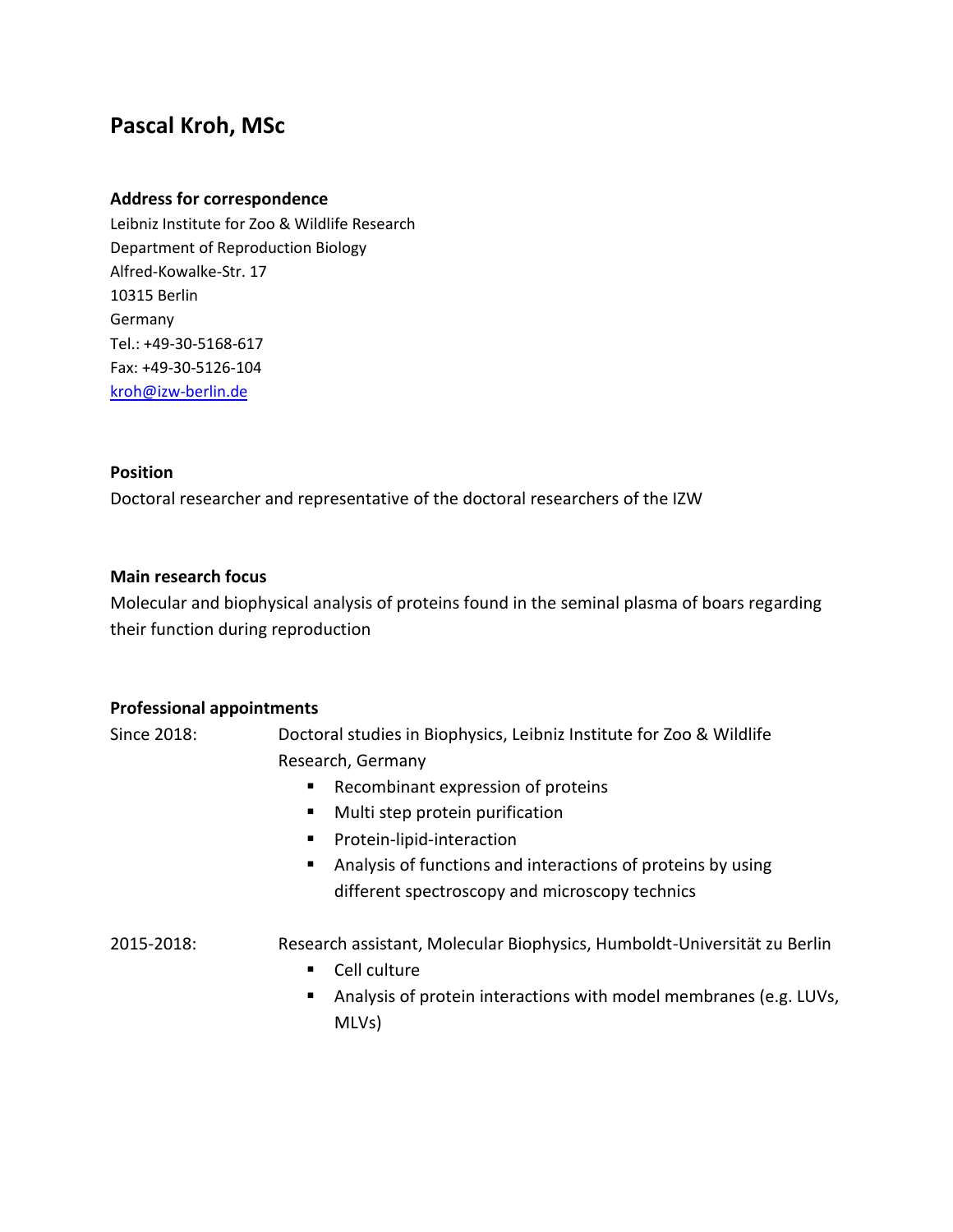# Pascal Kroh, MSc

## Address for correspondence

Leibniz Institute for Zoo & Wildlife Research
Department of Reproduction Biology
Alfred-Kowalke-Str. 17
10315 Berlin
Germany
Tel.: +49-30-5168-617
Fax: +49-30-5126-104
kroh@izw-berlin.de

## Position

Doctoral researcher and representative of the doctoral researchers of the IZW

## Main research focus

Molecular and biophysical analysis of proteins found in the seminal plasma of boars regarding their function during reproduction

## Professional appointments

**Since 2018:** Doctoral studies in Biophysics, Leibniz Institute for Zoo & Wildlife Research, Germany

- Recombinant expression of proteins
- Multi step protein purification
- Protein-lipid-interaction
- Analysis of functions and interactions of proteins by using different spectroscopy and microscopy technics

**2015-2018:** Research assistant, Molecular Biophysics, Humboldt-Universität zu Berlin

- Cell culture
- Analysis of protein interactions with model membranes (e.g. LUVs, MLVs)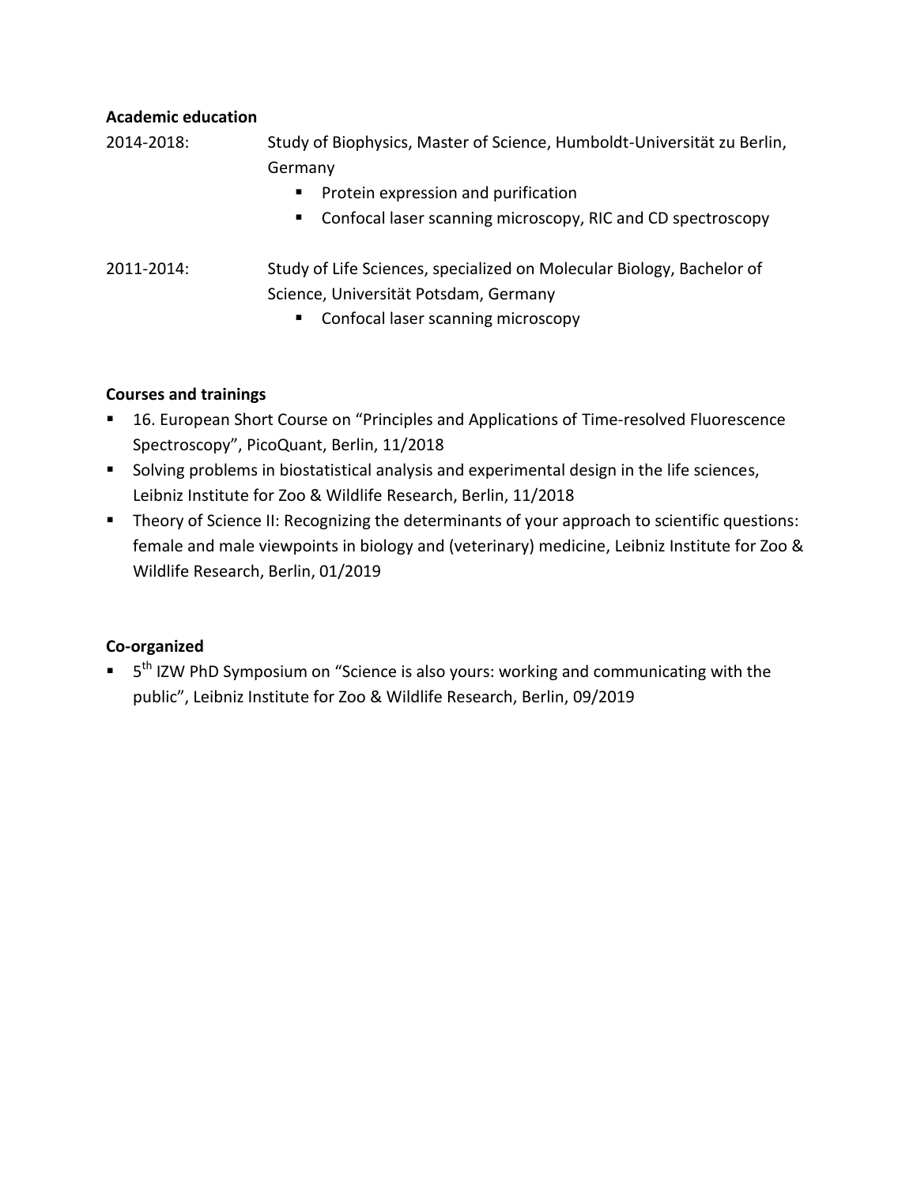**Academic education**

2014-2018: Study of Biophysics, Master of Science, Humboldt-Universität zu Berlin, Germany

- Protein expression and purification
- Confocal laser scanning microscopy, RIC and CD spectroscopy

2011-2014: Study of Life Sciences, specialized on Molecular Biology, Bachelor of Science, Universität Potsdam, Germany

- Confocal laser scanning microscopy

**Courses and trainings**

- 16. European Short Course on "Principles and Applications of Time-resolved Fluorescence Spectroscopy", PicoQuant, Berlin, 11/2018
- Solving problems in biostatistical analysis and experimental design in the life sciences, Leibniz Institute for Zoo & Wildlife Research, Berlin, 11/2018
- Theory of Science II: Recognizing the determinants of your approach to scientific questions: female and male viewpoints in biology and (veterinary) medicine, Leibniz Institute for Zoo & Wildlife Research, Berlin, 01/2019

**Co-organized**

- 5th IZW PhD Symposium on "Science is also yours: working and communicating with the public", Leibniz Institute for Zoo & Wildlife Research, Berlin, 09/2019